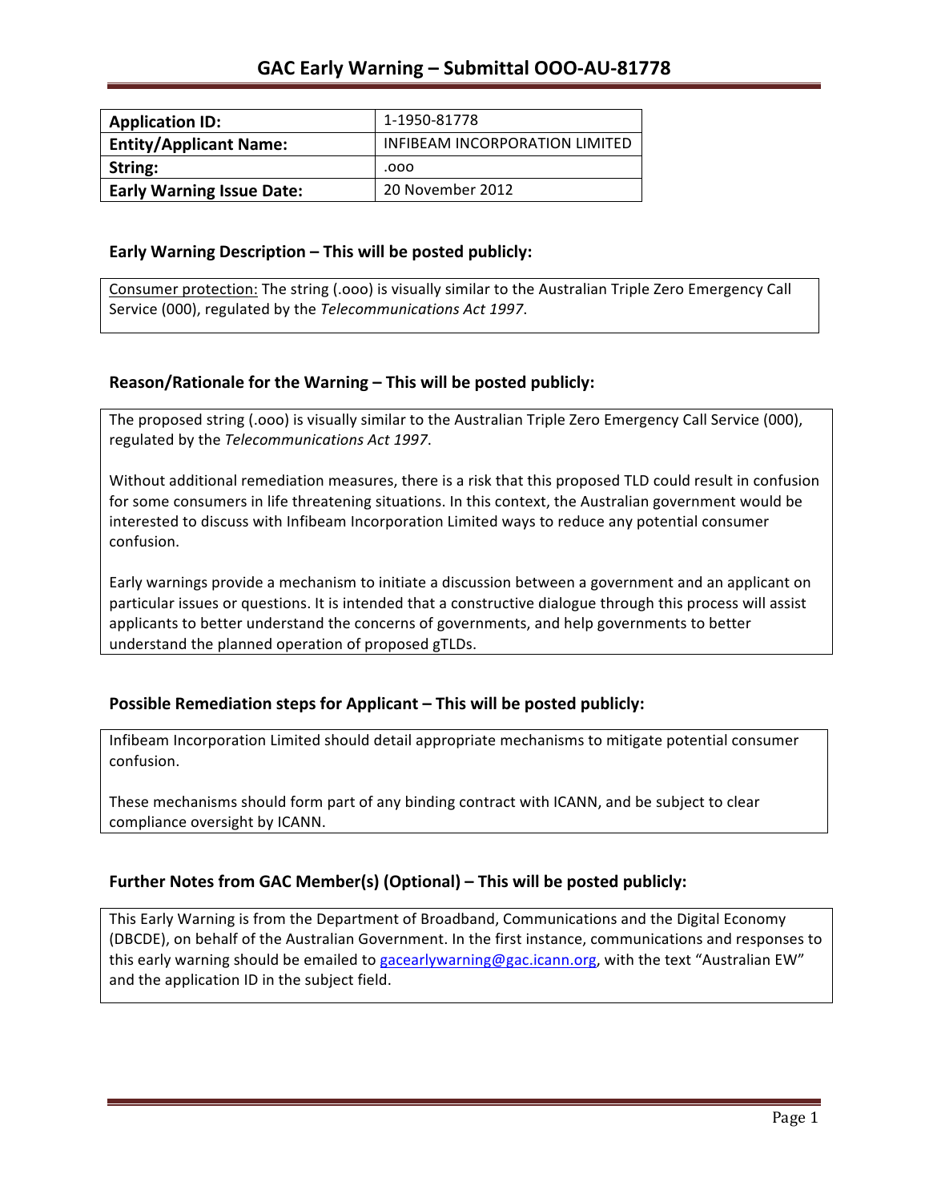# GAC Early Warning – Submittal OOO-AU-81778

| **Application ID:** | 1-1950-81778 |
|---|---|
| **Entity/Applicant Name:** | INFIBEAM INCORPORATION LIMITED |
| **String:** | .ooo |
| **Early Warning Issue Date:** | 20 November 2012 |

## Early Warning Description – This will be posted publicly:

Consumer protection: The string (.ooo) is visually similar to the Australian Triple Zero Emergency Call Service (000), regulated by the *Telecommunications Act 1997*.

## Reason/Rationale for the Warning – This will be posted publicly:

The proposed string (.ooo) is visually similar to the Australian Triple Zero Emergency Call Service (000), regulated by the *Telecommunications Act 1997*.

Without additional remediation measures, there is a risk that this proposed TLD could result in confusion for some consumers in life threatening situations. In this context, the Australian government would be interested to discuss with Infibeam Incorporation Limited ways to reduce any potential consumer confusion.

Early warnings provide a mechanism to initiate a discussion between a government and an applicant on particular issues or questions. It is intended that a constructive dialogue through this process will assist applicants to better understand the concerns of governments, and help governments to better understand the planned operation of proposed gTLDs.

## Possible Remediation steps for Applicant – This will be posted publicly:

Infibeam Incorporation Limited should detail appropriate mechanisms to mitigate potential consumer confusion.

These mechanisms should form part of any binding contract with ICANN, and be subject to clear compliance oversight by ICANN.

## Further Notes from GAC Member(s) (Optional) – This will be posted publicly:

This Early Warning is from the Department of Broadband, Communications and the Digital Economy (DBCDE), on behalf of the Australian Government. In the first instance, communications and responses to this early warning should be emailed to gacearlywarning@gac.icann.org, with the text "Australian EW" and the application ID in the subject field.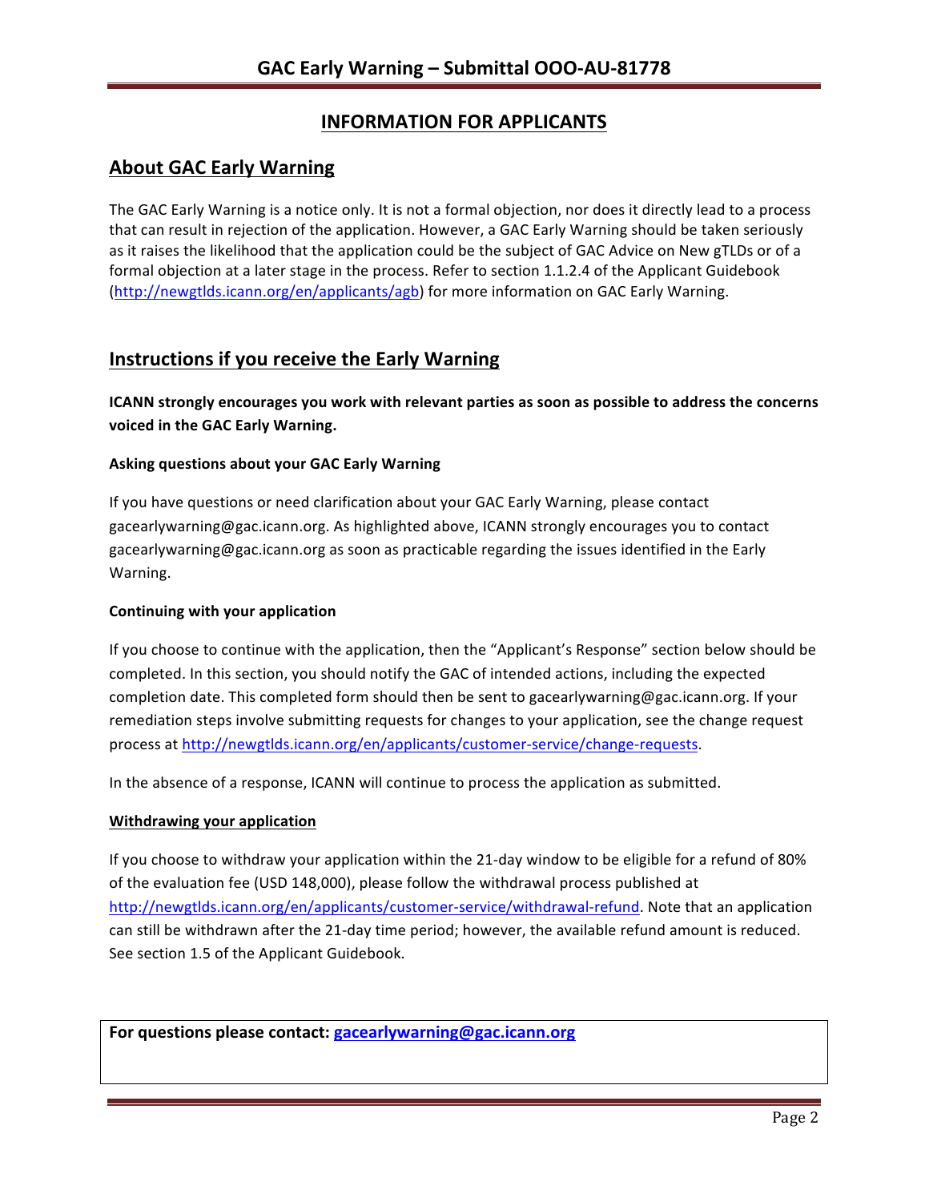# INFORMATION FOR APPLICANTS

## About GAC Early Warning

The GAC Early Warning is a notice only. It is not a formal objection, nor does it directly lead to a process that can result in rejection of the application. However, a GAC Early Warning should be taken seriously as it raises the likelihood that the application could be the subject of GAC Advice on New gTLDs or of a formal objection at a later stage in the process. Refer to section 1.1.2.4 of the Applicant Guidebook (http://newgtlds.icann.org/en/applicants/agb) for more information on GAC Early Warning.

## Instructions if you receive the Early Warning

**ICANN strongly encourages you work with relevant parties as soon as possible to address the concerns voiced in the GAC Early Warning.**

### Asking questions about your GAC Early Warning

If you have questions or need clarification about your GAC Early Warning, please contact gacearlywarning@gac.icann.org. As highlighted above, ICANN strongly encourages you to contact gacearlywarning@gac.icann.org as soon as practicable regarding the issues identified in the Early Warning.

### Continuing with your application

If you choose to continue with the application, then the "Applicant's Response" section below should be completed. In this section, you should notify the GAC of intended actions, including the expected completion date. This completed form should then be sent to gacearlywarning@gac.icann.org. If your remediation steps involve submitting requests for changes to your application, see the change request process at http://newgtlds.icann.org/en/applicants/customer-service/change-requests.

In the absence of a response, ICANN will continue to process the application as submitted.

### Withdrawing your application

If you choose to withdraw your application within the 21-day window to be eligible for a refund of 80% of the evaluation fee (USD 148,000), please follow the withdrawal process published at http://newgtlds.icann.org/en/applicants/customer-service/withdrawal-refund. Note that an application can still be withdrawn after the 21-day time period; however, the available refund amount is reduced. See section 1.5 of the Applicant Guidebook.

**For questions please contact: gacearlywarning@gac.icann.org**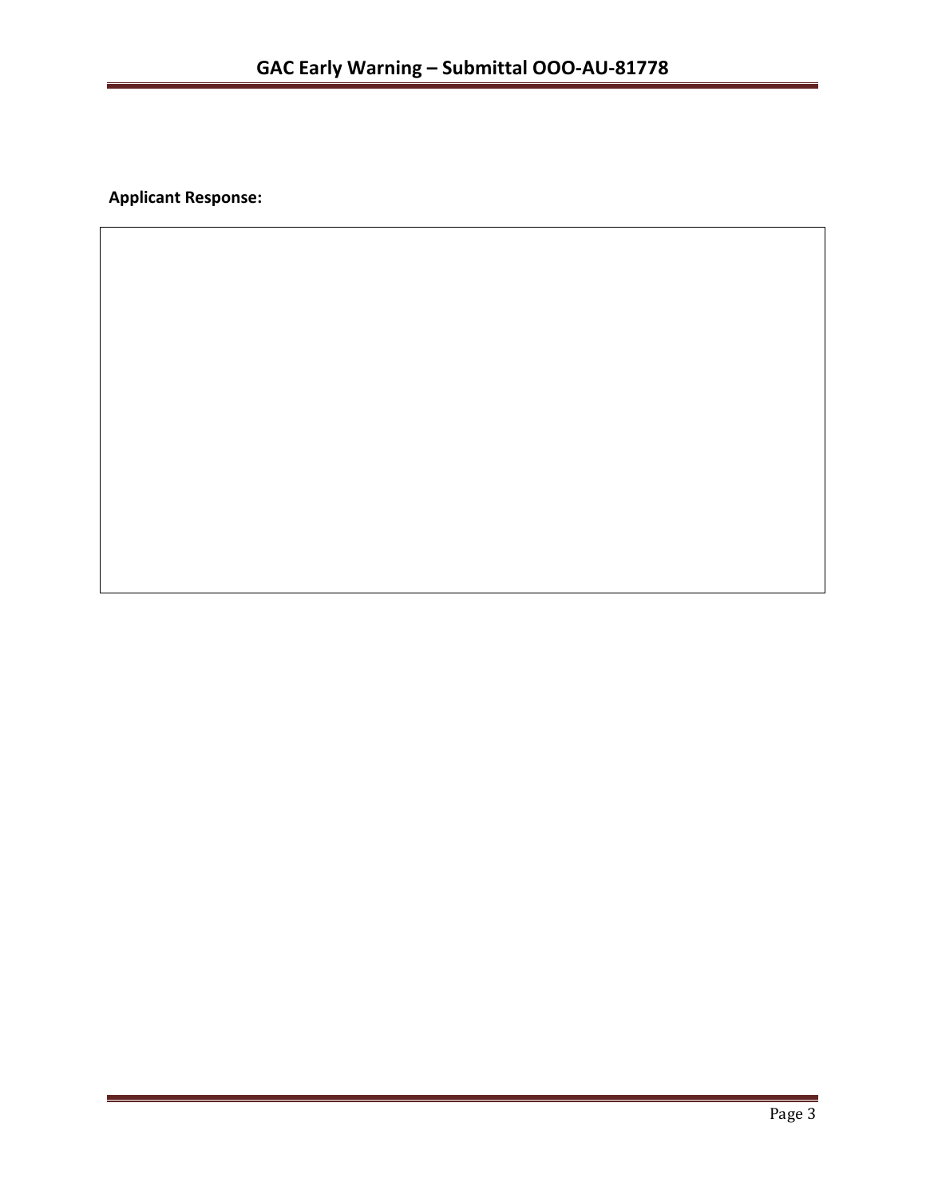**Applicant Response:**